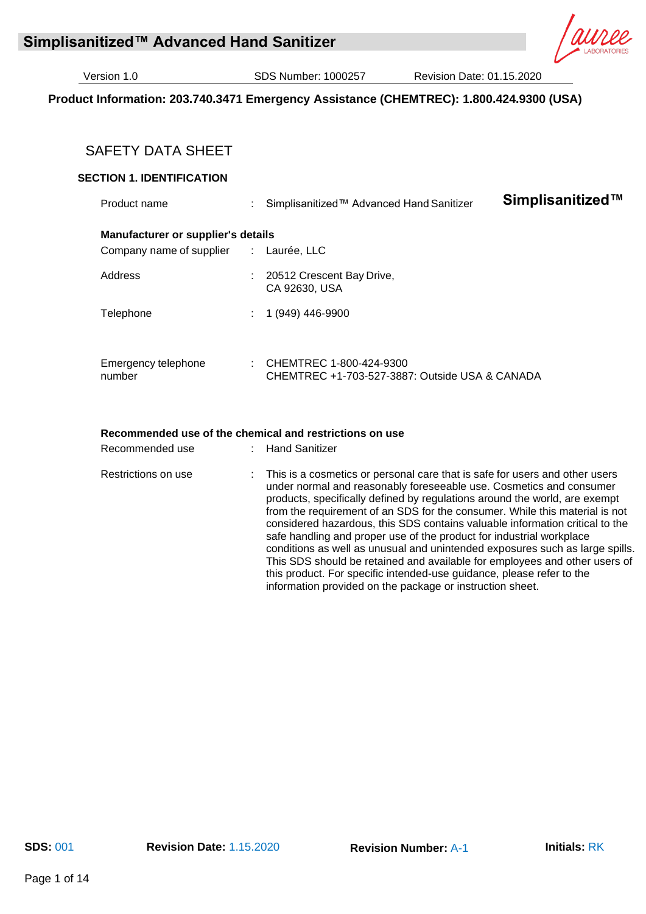# SAFETY DATA SHEET

**Product Information: 203.740.3471 Emergency Assistance (CHEMTREC): 1.800.424.9300 (USA)**

## SECTION 1. IDENTIFICATION

**Simplisanitized™**

| | | |
|---|---|---|
| Product name | : | Simplisanitized™ Advanced Hand Sanitizer |

**Manufacturer or supplier's details**

| | | |
|---|---|---|
| Company name of supplier | : | Laurée, LLC |
| Address | : | 20512 Crescent Bay Drive,<br>CA 92630, USA |
| Telephone | : | 1 (949) 446-9900 |
| Emergency telephone number | : | CHEMTREC 1-800-424-9300<br>CHEMTREC +1-703-527-3887: Outside USA & CANADA |

**Recommended use of the chemical and restrictions on use**

| | | |
|---|---|---|
| Recommended use | : | Hand Sanitizer |
| Restrictions on use | : | This is a cosmetics or personal care that is safe for users and other users under normal and reasonably foreseeable use. Cosmetics and consumer products, specifically defined by regulations around the world, are exempt from the requirement of an SDS for the consumer. While this material is not considered hazardous, this SDS contains valuable information critical to the safe handling and proper use of the product for industrial workplace conditions as well as unusual and unintended exposures such as large spills. This SDS should be retained and available for employees and other users of this product. For specific intended-use guidance, please refer to the information provided on the package or instruction sheet. |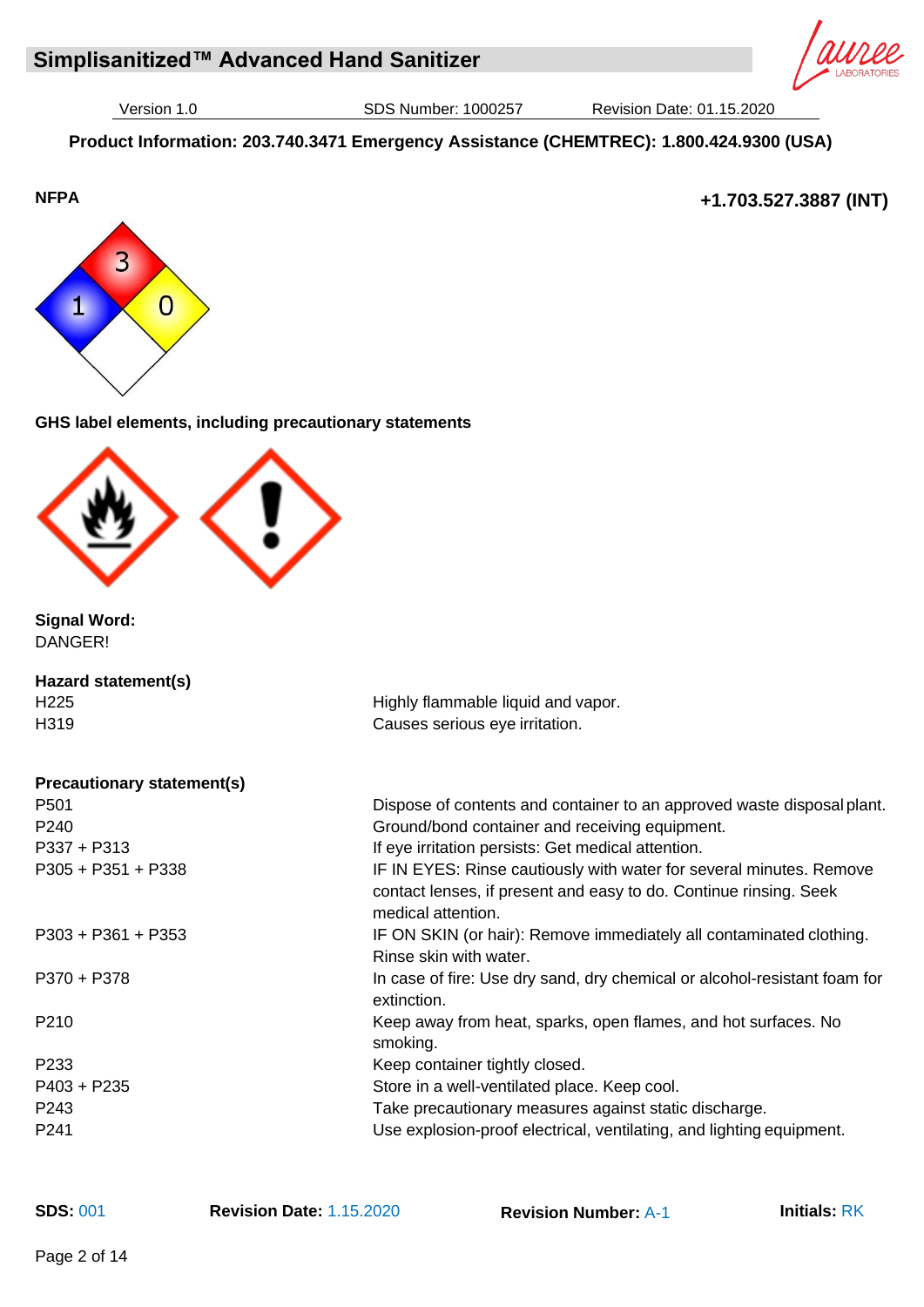# Simplisanitized™ Advanced Hand Sanitizer

Version 1.0 | SDS Number: 1000257 | Revision Date: 01.15.2020

**Product Information: 203.740.3471 Emergency Assistance (CHEMTREC): 1.800.424.9300 (USA)**

**+1.703.527.3887 (INT)**

**NFPA**

3

1 0

**GHS label elements, including precautionary statements**

**Signal Word:**
DANGER!

**Hazard statement(s)**

| | |
|---|---|
| H225 | Highly flammable liquid and vapor. |
| H319 | Causes serious eye irritation. |

**Precautionary statement(s)**

| | |
|---|---|
| P501 | Dispose of contents and container to an approved waste disposal plant. |
| P240 | Ground/bond container and receiving equipment. |
| P337 + P313 | If eye irritation persists: Get medical attention. |
| P305 + P351 + P338 | IF IN EYES: Rinse cautiously with water for several minutes. Remove contact lenses, if present and easy to do. Continue rinsing. Seek medical attention. |
| P303 + P361 + P353 | IF ON SKIN (or hair): Remove immediately all contaminated clothing. Rinse skin with water. |
| P370 + P378 | In case of fire: Use dry sand, dry chemical or alcohol-resistant foam for extinction. |
| P210 | Keep away from heat, sparks, open flames, and hot surfaces. No smoking. |
| P233 | Keep container tightly closed. |
| P403 + P235 | Store in a well-ventilated place. Keep cool. |
| P243 | Take precautionary measures against static discharge. |
| P241 | Use explosion-proof electrical, ventilating, and lighting equipment. |

**SDS:** 001 **Revision Date:** 1.15.2020 **Revision Number:** A-1 **Initials:** RK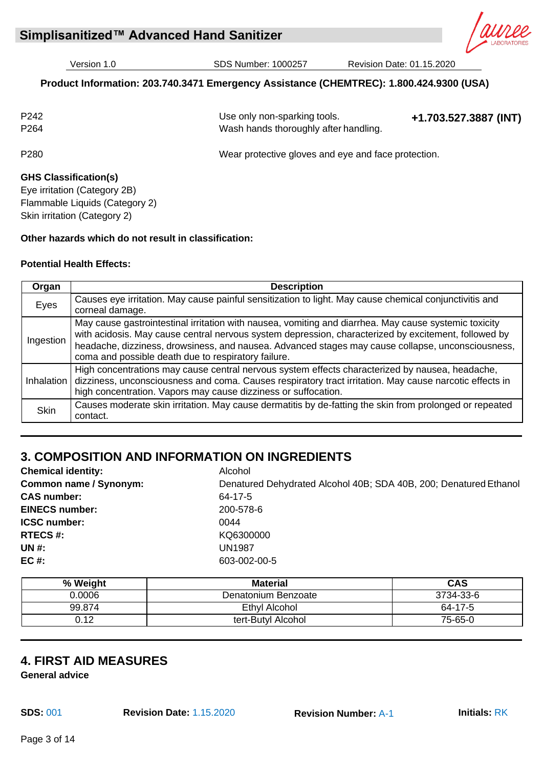P242 Use only non-sparking tools. **+1.703.527.3887 (INT)**
P264 Wash hands thoroughly after handling.

P280 Wear protective gloves and eye and face protection.

**GHS Classification(s)**
Eye irritation (Category 2B)
Flammable Liquids (Category 2)
Skin irritation (Category 2)

**Other hazards which do not result in classification:**

**Potential Health Effects:**

| Organ | Description |
|---|---|
| Eyes | Causes eye irritation. May cause painful sensitization to light. May cause chemical conjunctivitis and corneal damage. |
| Ingestion | May cause gastrointestinal irritation with nausea, vomiting and diarrhea. May cause systemic toxicity with acidosis. May cause central nervous system depression, characterized by excitement, followed by headache, dizziness, drowsiness, and nausea. Advanced stages may cause collapse, unconsciousness, coma and possible death due to respiratory failure. |
| Inhalation | High concentrations may cause central nervous system effects characterized by nausea, headache, dizziness, unconsciousness and coma. Causes respiratory tract irritation. May cause narcotic effects in high concentration. Vapors may cause dizziness or suffocation. |
| Skin | Causes moderate skin irritation. May cause dermatitis by de-fatting the skin from prolonged or repeated contact. |

## 3. COMPOSITION AND INFORMATION ON INGREDIENTS

**Chemical identity:** Alcohol
**Common name / Synonym:** Denatured Dehydrated Alcohol 40B; SDA 40B, 200; Denatured Ethanol
**CAS number:** 64-17-5
**EINECS number:** 200-578-6
**ICSC number:** 0044
**RTECS #:** KQ6300000
**UN #:** UN1987
**EC #:** 603-002-00-5

| % Weight | Material | CAS |
|---|---|---|
| 0.0006 | Denatonium Benzoate | 3734-33-6 |
| 99.874 | Ethyl Alcohol | 64-17-5 |
| 0.12 | tert-Butyl Alcohol | 75-65-0 |

## 4. FIRST AID MEASURES

**General advice**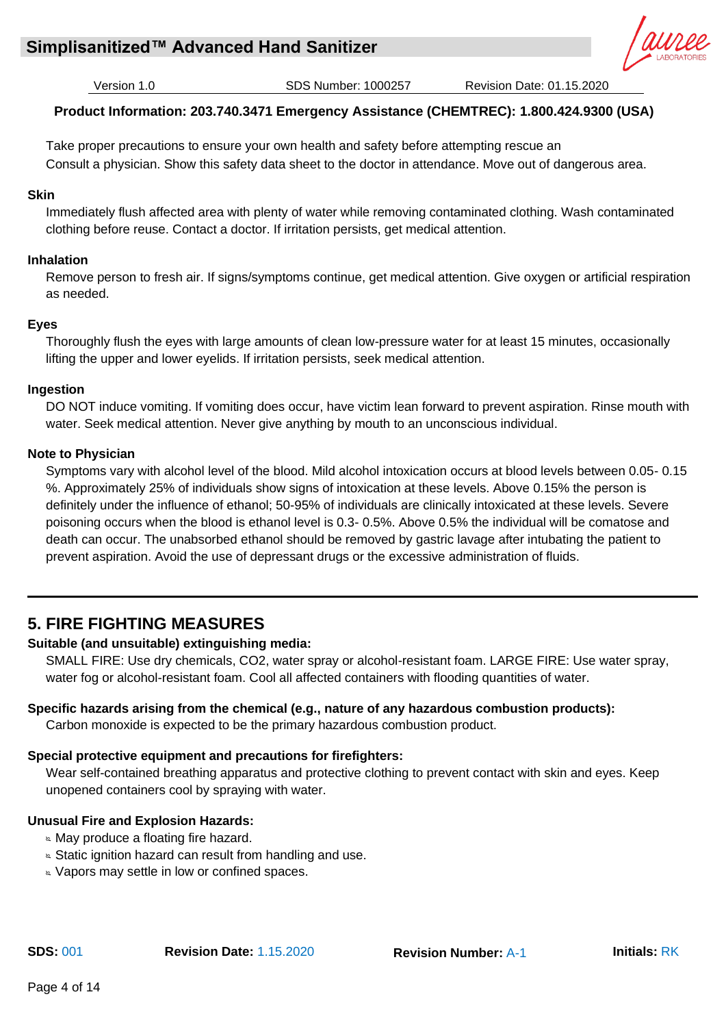Take proper precautions to ensure your own health and safety before attempting rescue an
Consult a physician. Show this safety data sheet to the doctor in attendance. Move out of dangerous area.

**Skin**

Immediately flush affected area with plenty of water while removing contaminated clothing. Wash contaminated clothing before reuse. Contact a doctor. If irritation persists, get medical attention.

**Inhalation**

Remove person to fresh air. If signs/symptoms continue, get medical attention. Give oxygen or artificial respiration as needed.

**Eyes**

Thoroughly flush the eyes with large amounts of clean low-pressure water for at least 15 minutes, occasionally lifting the upper and lower eyelids. If irritation persists, seek medical attention.

**Ingestion**

DO NOT induce vomiting. If vomiting does occur, have victim lean forward to prevent aspiration. Rinse mouth with water. Seek medical attention. Never give anything by mouth to an unconscious individual.

**Note to Physician**

Symptoms vary with alcohol level of the blood. Mild alcohol intoxication occurs at blood levels between 0.05- 0.15 %. Approximately 25% of individuals show signs of intoxication at these levels. Above 0.15% the person is definitely under the influence of ethanol; 50-95% of individuals are clinically intoxicated at these levels. Severe poisoning occurs when the blood is ethanol level is 0.3- 0.5%. Above 0.5% the individual will be comatose and death can occur. The unabsorbed ethanol should be removed by gastric lavage after intubating the patient to prevent aspiration. Avoid the use of depressant drugs or the excessive administration of fluids.

## 5. FIRE FIGHTING MEASURES

**Suitable (and unsuitable) extinguishing media:**

SMALL FIRE: Use dry chemicals, $CO_2$, water spray or alcohol-resistant foam. LARGE FIRE: Use water spray, water fog or alcohol-resistant foam. Cool all affected containers with flooding quantities of water.

**Specific hazards arising from the chemical (e.g., nature of any hazardous combustion products):**

Carbon monoxide is expected to be the primary hazardous combustion product.

**Special protective equipment and precautions for firefighters:**

Wear self-contained breathing apparatus and protective clothing to prevent contact with skin and eyes. Keep unopened containers cool by spraying with water.

**Unusual Fire and Explosion Hazards:**

- May produce a floating fire hazard.
- Static ignition hazard can result from handling and use.
- Vapors may settle in low or confined spaces.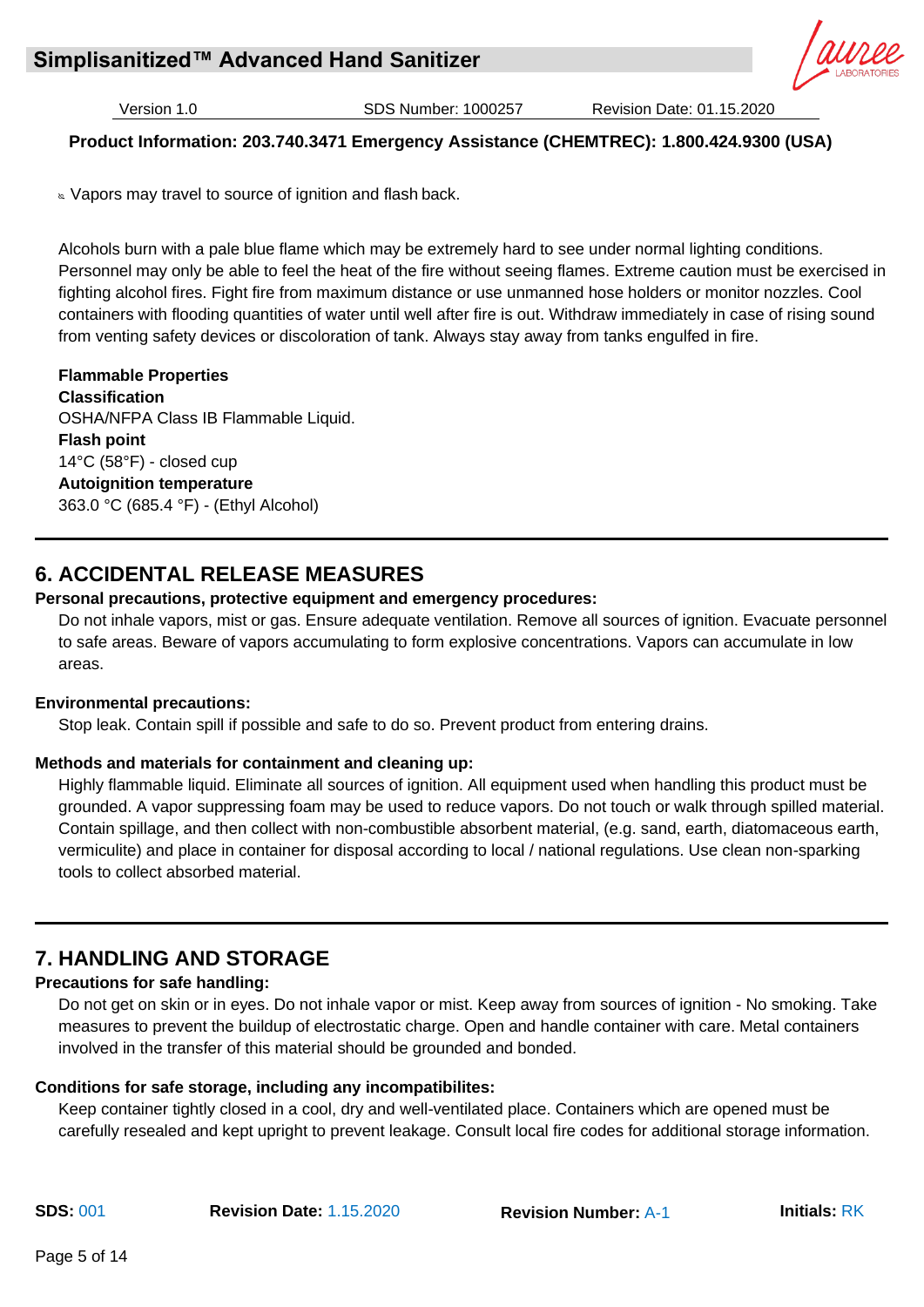- Vapors may travel to source of ignition and flash back.

Alcohols burn with a pale blue flame which may be extremely hard to see under normal lighting conditions. Personnel may only be able to feel the heat of the fire without seeing flames. Extreme caution must be exercised in fighting alcohol fires. Fight fire from maximum distance or use unmanned hose holders or monitor nozzles. Cool containers with flooding quantities of water until well after fire is out. Withdraw immediately in case of rising sound from venting safety devices or discoloration of tank. Always stay away from tanks engulfed in fire.

**Flammable Properties**
**Classification**
OSHA/NFPA Class IB Flammable Liquid.
**Flash point**
14°C (58°F) - closed cup
**Autoignition temperature**
363.0 °C (685.4 °F) - (Ethyl Alcohol)

## 6. ACCIDENTAL RELEASE MEASURES

**Personal precautions, protective equipment and emergency procedures:**

Do not inhale vapors, mist or gas. Ensure adequate ventilation. Remove all sources of ignition. Evacuate personnel to safe areas. Beware of vapors accumulating to form explosive concentrations. Vapors can accumulate in low areas.

**Environmental precautions:**

Stop leak. Contain spill if possible and safe to do so. Prevent product from entering drains.

**Methods and materials for containment and cleaning up:**

Highly flammable liquid. Eliminate all sources of ignition. All equipment used when handling this product must be grounded. A vapor suppressing foam may be used to reduce vapors. Do not touch or walk through spilled material. Contain spillage, and then collect with non-combustible absorbent material, (e.g. sand, earth, diatomaceous earth, vermiculite) and place in container for disposal according to local / national regulations. Use clean non-sparking tools to collect absorbed material.

## 7. HANDLING AND STORAGE

**Precautions for safe handling:**

Do not get on skin or in eyes. Do not inhale vapor or mist. Keep away from sources of ignition - No smoking. Take measures to prevent the buildup of electrostatic charge. Open and handle container with care. Metal containers involved in the transfer of this material should be grounded and bonded.

**Conditions for safe storage, including any incompatibilites:**

Keep container tightly closed in a cool, dry and well-ventilated place. Containers which are opened must be carefully resealed and kept upright to prevent leakage. Consult local fire codes for additional storage information.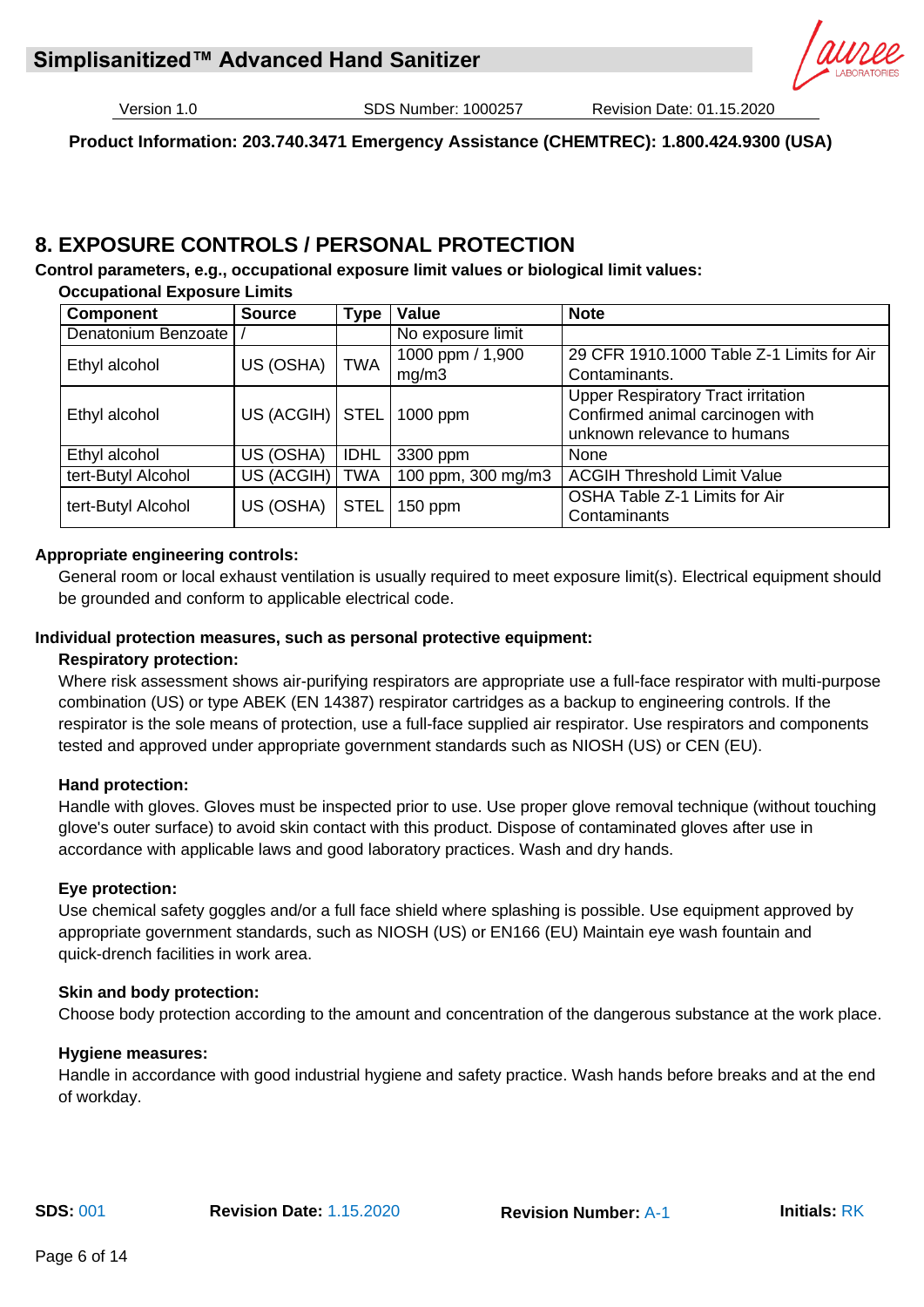## 8. EXPOSURE CONTROLS / PERSONAL PROTECTION

**Control parameters, e.g., occupational exposure limit values or biological limit values:**

**Occupational Exposure Limits**

| Component | Source | Type | Value | Note |
|---|---|---|---|---|
| Denatonium Benzoate | / | | No exposure limit | |
| Ethyl alcohol | US (OSHA) | TWA | 1000 ppm / 1,900 mg/m3 | 29 CFR 1910.1000 Table Z-1 Limits for Air Contaminants. |
| Ethyl alcohol | US (ACGIH) | STEL | 1000 ppm | Upper Respiratory Tract irritation Confirmed animal carcinogen with unknown relevance to humans |
| Ethyl alcohol | US (OSHA) | IDHL | 3300 ppm | None |
| tert-Butyl Alcohol | US (ACGIH) | TWA | 100 ppm, 300 mg/m3 | ACGIH Threshold Limit Value |
| tert-Butyl Alcohol | US (OSHA) | STEL | 150 ppm | OSHA Table Z-1 Limits for Air Contaminants |

**Appropriate engineering controls:**

General room or local exhaust ventilation is usually required to meet exposure limit(s). Electrical equipment should be grounded and conform to applicable electrical code.

**Individual protection measures, such as personal protective equipment:**

**Respiratory protection:**

Where risk assessment shows air-purifying respirators are appropriate use a full-face respirator with multi-purpose combination (US) or type ABEK (EN 14387) respirator cartridges as a backup to engineering controls. If the respirator is the sole means of protection, use a full-face supplied air respirator. Use respirators and components tested and approved under appropriate government standards such as NIOSH (US) or CEN (EU).

**Hand protection:**

Handle with gloves. Gloves must be inspected prior to use. Use proper glove removal technique (without touching glove's outer surface) to avoid skin contact with this product. Dispose of contaminated gloves after use in accordance with applicable laws and good laboratory practices. Wash and dry hands.

**Eye protection:**

Use chemical safety goggles and/or a full face shield where splashing is possible. Use equipment approved by appropriate government standards, such as NIOSH (US) or EN166 (EU) Maintain eye wash fountain and quick-drench facilities in work area.

**Skin and body protection:**

Choose body protection according to the amount and concentration of the dangerous substance at the work place.

**Hygiene measures:**

Handle in accordance with good industrial hygiene and safety practice. Wash hands before breaks and at the end of workday.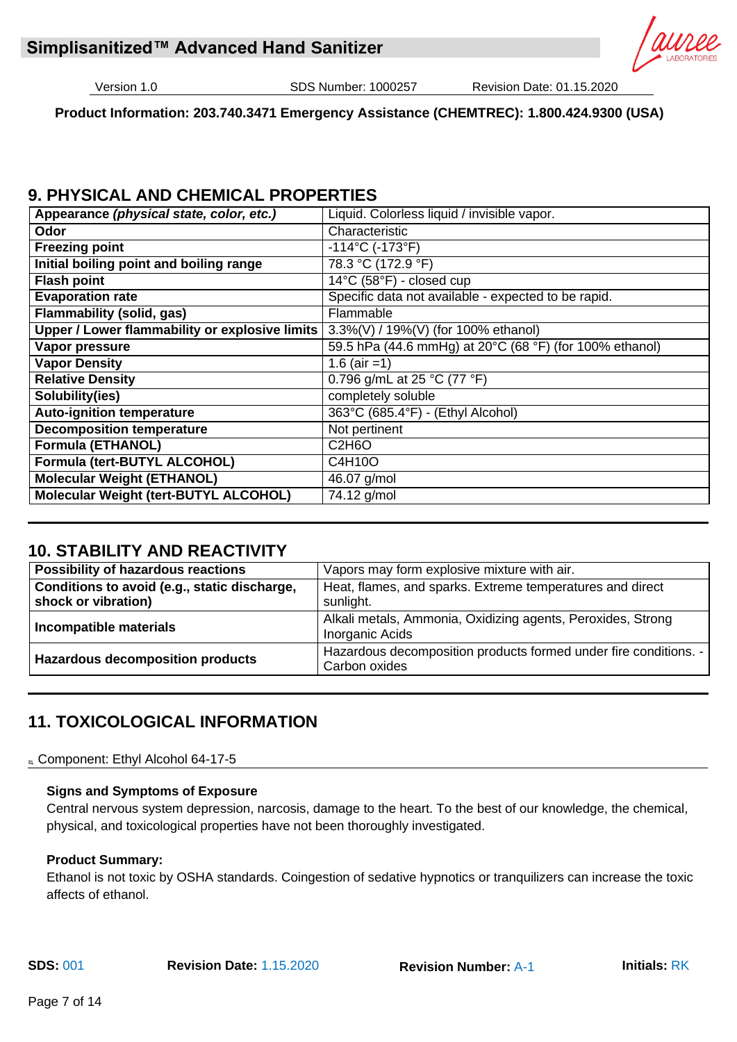## 9. PHYSICAL AND CHEMICAL PROPERTIES

| Appearance *(physical state, color, etc.)* | Liquid. Colorless liquid / invisible vapor. |
|---|---|
| **Odor** | Characteristic |
| **Freezing point** | -114°C (-173°F) |
| **Initial boiling point and boiling range** | 78.3 °C (172.9 °F) |
| **Flash point** | 14°C (58°F) - closed cup |
| **Evaporation rate** | Specific data not available - expected to be rapid. |
| **Flammability (solid, gas)** | Flammable |
| **Upper / Lower flammability or explosive limits** | 3.3%(V) / 19%(V) (for 100% ethanol) |
| **Vapor pressure** | 59.5 hPa (44.6 mmHg) at 20°C (68 °F) (for 100% ethanol) |
| **Vapor Density** | 1.6 (air =1) |
| **Relative Density** | 0.796 g/mL at 25 °C (77 °F) |
| **Solubility(ies)** | completely soluble |
| **Auto-ignition temperature** | 363°C (685.4°F) - (Ethyl Alcohol) |
| **Decomposition temperature** | Not pertinent |
| **Formula (ETHANOL)** | $C_2H_6O$ |
| **Formula (tert-BUTYL ALCOHOL)** | $C_4H_{10}O$ |
| **Molecular Weight (ETHANOL)** | 46.07 g/mol |
| **Molecular Weight (tert-BUTYL ALCOHOL)** | 74.12 g/mol |

## 10. STABILITY AND REACTIVITY

| Possibility of hazardous reactions | Vapors may form explosive mixture with air. |
|---|---|
| **Conditions to avoid (e.g., static discharge, shock or vibration)** | Heat, flames, and sparks. Extreme temperatures and direct sunlight. |
| **Incompatible materials** | Alkali metals, Ammonia, Oxidizing agents, Peroxides, Strong Inorganic Acids |
| **Hazardous decomposition products** | Hazardous decomposition products formed under fire conditions. - Carbon oxides |

## 11. TOXICOLOGICAL INFORMATION

Component: Ethyl Alcohol 64-17-5

### Signs and Symptoms of Exposure

Central nervous system depression, narcosis, damage to the heart. To the best of our knowledge, the chemical, physical, and toxicological properties have not been thoroughly investigated.

### Product Summary:

Ethanol is not toxic by OSHA standards. Coingestion of sedative hypnotics or tranquilizers can increase the toxic affects of ethanol.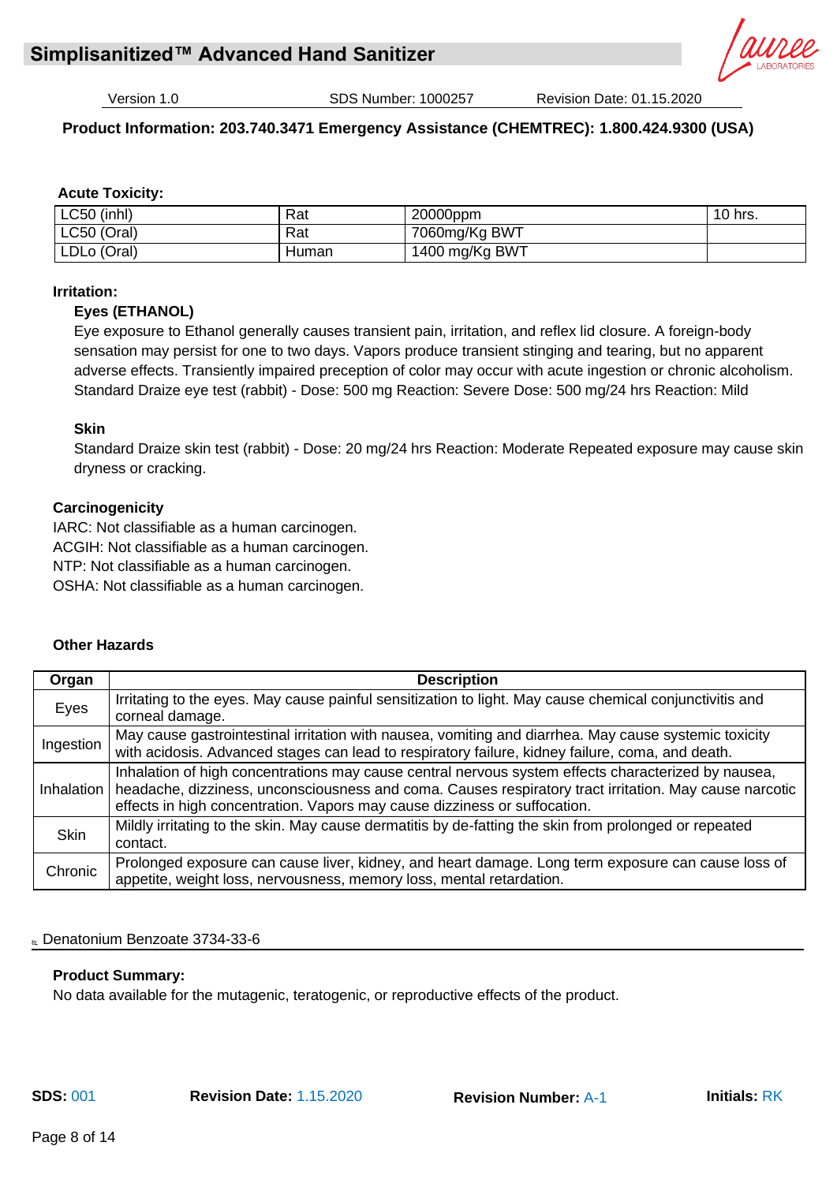**Acute Toxicity:**

| LC50 (inhl) | Rat | 20000ppm | 10 hrs. |
|---|---|---|---|
| LC50 (Oral) | Rat | 7060mg/Kg BWT | |
| LDLo (Oral) | Human | 1400 mg/Kg BWT | |

**Irritation:**

**Eyes (ETHANOL)**

Eye exposure to Ethanol generally causes transient pain, irritation, and reflex lid closure. A foreign-body sensation may persist for one to two days. Vapors produce transient stinging and tearing, but no apparent adverse effects. Transiently impaired preception of color may occur with acute ingestion or chronic alcoholism. Standard Draize eye test (rabbit) - Dose: 500 mg Reaction: Severe Dose: 500 mg/24 hrs Reaction: Mild

**Skin**

Standard Draize skin test (rabbit) - Dose: 20 mg/24 hrs Reaction: Moderate Repeated exposure may cause skin dryness or cracking.

**Carcinogenicity**

IARC: Not classifiable as a human carcinogen.
ACGIH: Not classifiable as a human carcinogen.
NTP: Not classifiable as a human carcinogen.
OSHA: Not classifiable as a human carcinogen.

**Other Hazards**

| Organ | Description |
|---|---|
| Eyes | Irritating to the eyes. May cause painful sensitization to light. May cause chemical conjunctivitis and corneal damage. |
| Ingestion | May cause gastrointestinal irritation with nausea, vomiting and diarrhea. May cause systemic toxicity with acidosis. Advanced stages can lead to respiratory failure, kidney failure, coma, and death. |
| Inhalation | Inhalation of high concentrations may cause central nervous system effects characterized by nausea, headache, dizziness, unconsciousness and coma. Causes respiratory tract irritation. May cause narcotic effects in high concentration. Vapors may cause dizziness or suffocation. |
| Skin | Mildly irritating to the skin. May cause dermatitis by de-fatting the skin from prolonged or repeated contact. |
| Chronic | Prolonged exposure can cause liver, kidney, and heart damage. Long term exposure can cause loss of appetite, weight loss, nervousness, memory loss, mental retardation. |

Denatonium Benzoate 3734-33-6

**Product Summary:**

No data available for the mutagenic, teratogenic, or reproductive effects of the product.

**SDS:** 001 **Revision Date:** 1.15.2020 **Revision Number:** A-1 **Initials:** RK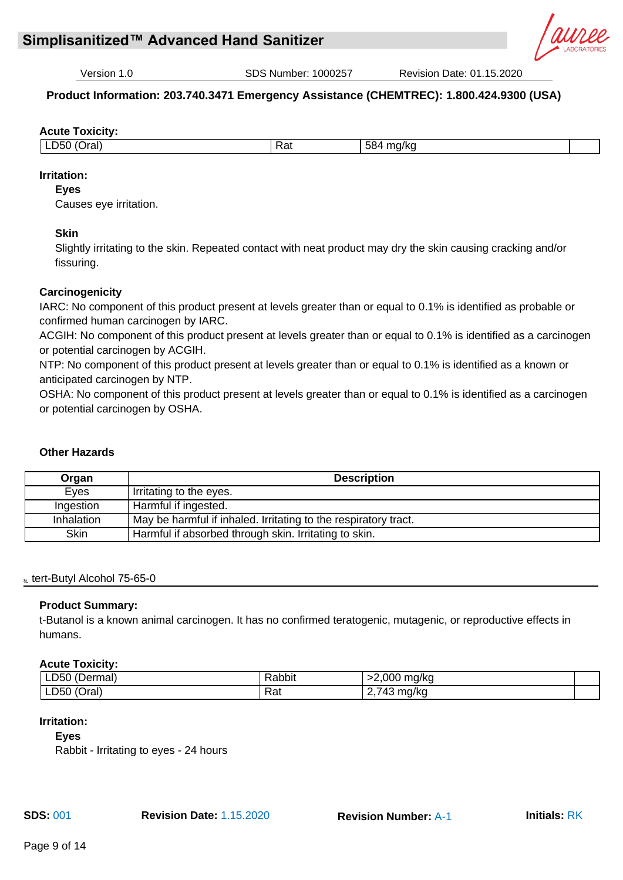**Acute Toxicity:**

| LD50 (Oral) | Rat | 584 mg/kg | |
|---|---|---|---|

**Irritation:**

**Eyes**

Causes eye irritation.

**Skin**

Slightly irritating to the skin. Repeated contact with neat product may dry the skin causing cracking and/or fissuring.

**Carcinogenicity**

IARC: No component of this product present at levels greater than or equal to 0.1% is identified as probable or confirmed human carcinogen by IARC.
ACGIH: No component of this product present at levels greater than or equal to 0.1% is identified as a carcinogen or potential carcinogen by ACGIH.
NTP: No component of this product present at levels greater than or equal to 0.1% is identified as a known or anticipated carcinogen by NTP.
OSHA: No component of this product present at levels greater than or equal to 0.1% is identified as a carcinogen or potential carcinogen by OSHA.

**Other Hazards**

| Organ | Description |
|---|---|
| Eyes | Irritating to the eyes. |
| Ingestion | Harmful if ingested. |
| Inhalation | May be harmful if inhaled. Irritating to the respiratory tract. |
| Skin | Harmful if absorbed through skin. Irritating to skin. |

tert-Butyl Alcohol 75-65-0

**Product Summary:**

t-Butanol is a known animal carcinogen. It has no confirmed teratogenic, mutagenic, or reproductive effects in humans.

**Acute Toxicity:**

| LD50 (Dermal) | Rabbit | >2,000 mg/kg | |
|---|---|---|---|
| LD50 (Oral) | Rat | 2,743 mg/kg | |

**Irritation:**

**Eyes**

Rabbit - Irritating to eyes - 24 hours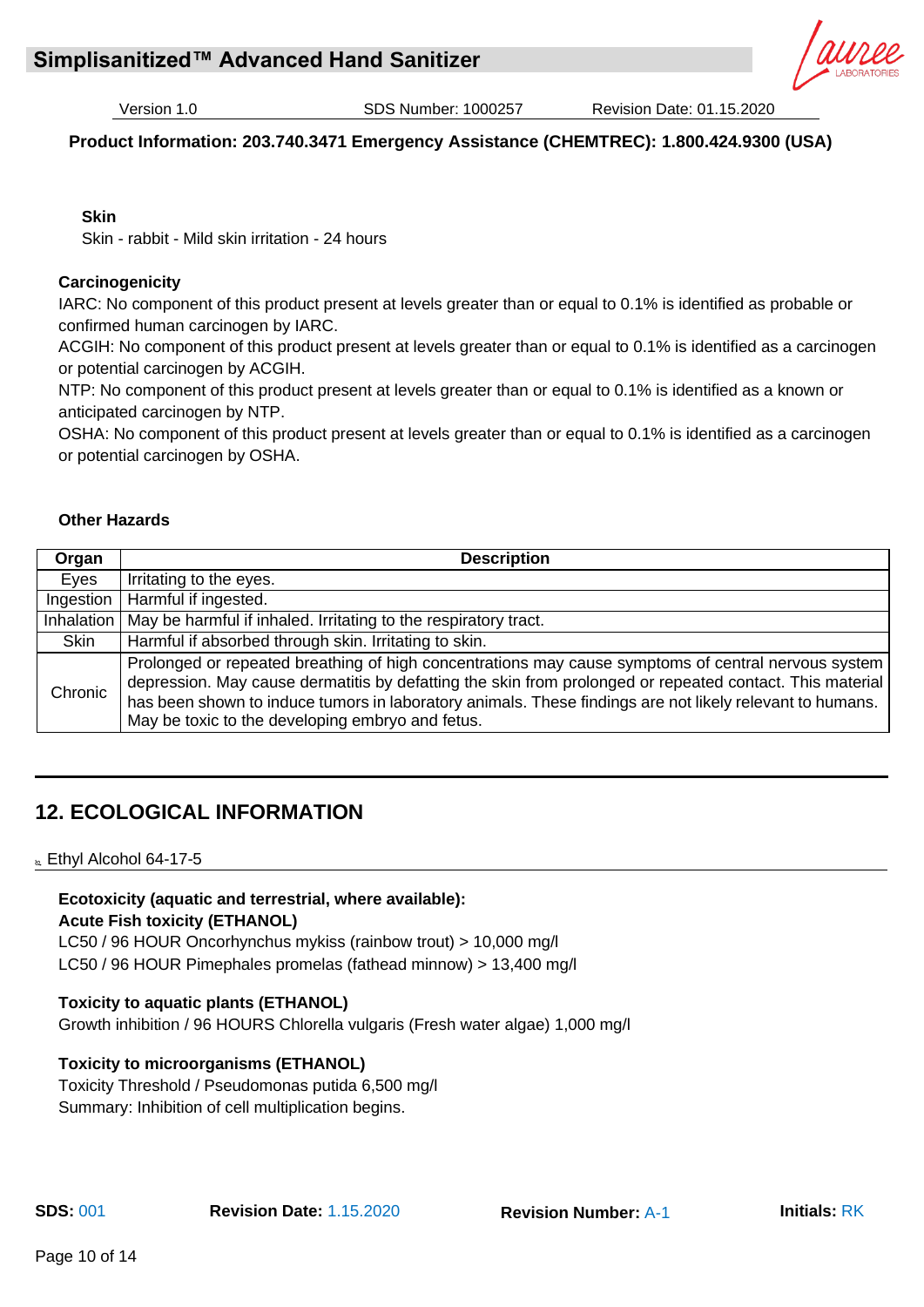**Skin**

Skin - rabbit - Mild skin irritation - 24 hours

**Carcinogenicity**

IARC: No component of this product present at levels greater than or equal to 0.1% is identified as probable or confirmed human carcinogen by IARC.

ACGIH: No component of this product present at levels greater than or equal to 0.1% is identified as a carcinogen or potential carcinogen by ACGIH.

NTP: No component of this product present at levels greater than or equal to 0.1% is identified as a known or anticipated carcinogen by NTP.

OSHA: No component of this product present at levels greater than or equal to 0.1% is identified as a carcinogen or potential carcinogen by OSHA.

**Other Hazards**

| Organ | Description |
|---|---|
| Eyes | Irritating to the eyes. |
| Ingestion | Harmful if ingested. |
| Inhalation | May be harmful if inhaled. Irritating to the respiratory tract. |
| Skin | Harmful if absorbed through skin. Irritating to skin. |
| Chronic | Prolonged or repeated breathing of high concentrations may cause symptoms of central nervous system depression. May cause dermatitis by defatting the skin from prolonged or repeated contact. This material has been shown to induce tumors in laboratory animals. These findings are not likely relevant to humans. May be toxic to the developing embryo and fetus. |

## 12. ECOLOGICAL INFORMATION

Ethyl Alcohol 64-17-5

**Ecotoxicity (aquatic and terrestrial, where available):**
**Acute Fish toxicity (ETHANOL)**
LC50 / 96 HOUR Oncorhynchus mykiss (rainbow trout) > 10,000 mg/l
LC50 / 96 HOUR Pimephales promelas (fathead minnow) > 13,400 mg/l

**Toxicity to aquatic plants (ETHANOL)**
Growth inhibition / 96 HOURS Chlorella vulgaris (Fresh water algae) 1,000 mg/l

**Toxicity to microorganisms (ETHANOL)**
Toxicity Threshold / Pseudomonas putida 6,500 mg/l
Summary: Inhibition of cell multiplication begins.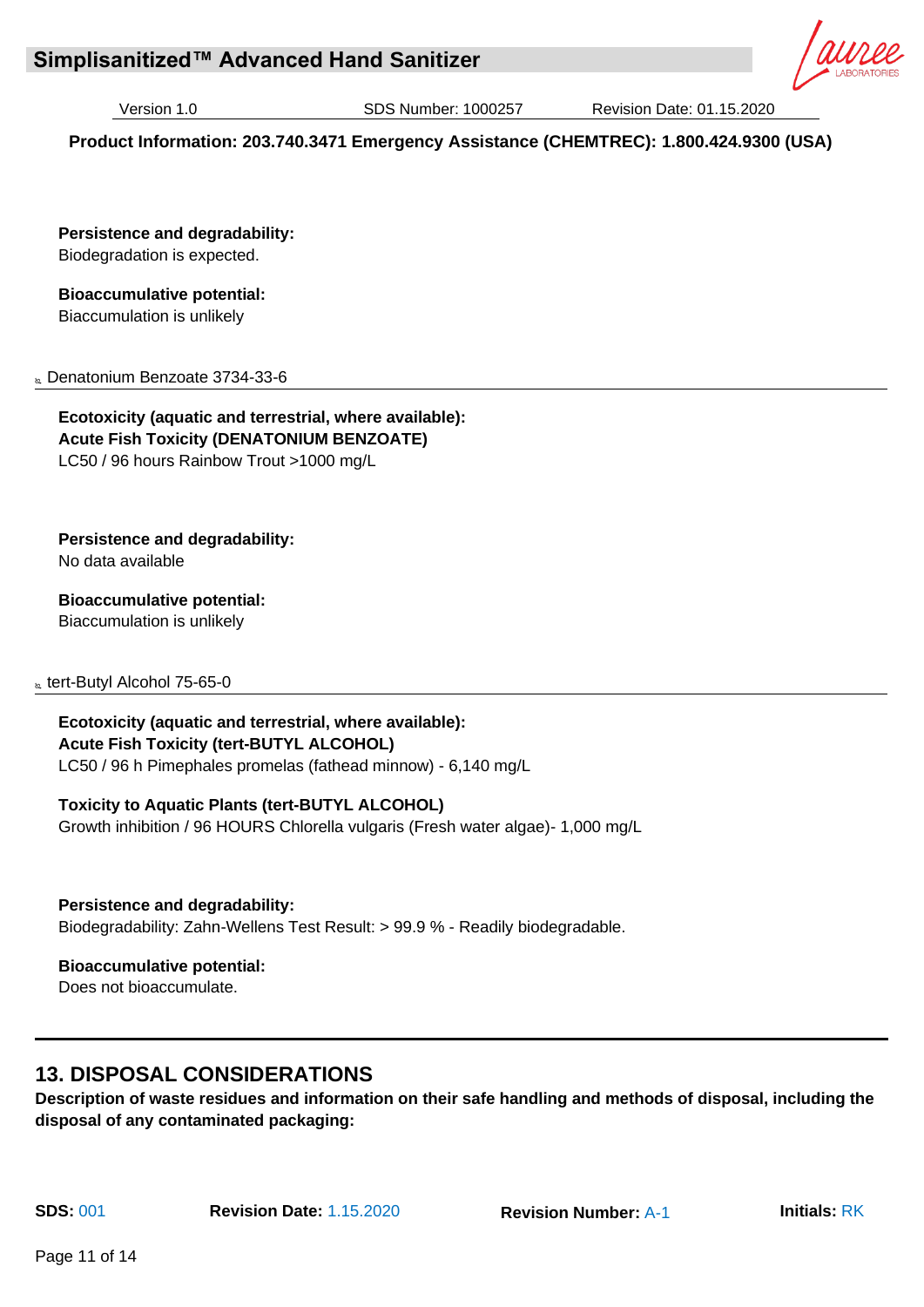**Persistence and degradability:**
Biodegradation is expected.

**Bioaccumulative potential:**
Biaccumulation is unlikely

Denatonium Benzoate 3734-33-6

**Ecotoxicity (aquatic and terrestrial, where available):**
**Acute Fish Toxicity (DENATONIUM BENZOATE)**
LC50 / 96 hours Rainbow Trout >1000 mg/L

**Persistence and degradability:**
No data available

**Bioaccumulative potential:**
Biaccumulation is unlikely

tert-Butyl Alcohol 75-65-0

**Ecotoxicity (aquatic and terrestrial, where available):**
**Acute Fish Toxicity (tert-BUTYL ALCOHOL)**
LC50 / 96 h Pimephales promelas (fathead minnow) - 6,140 mg/L

**Toxicity to Aquatic Plants (tert-BUTYL ALCOHOL)**
Growth inhibition / 96 HOURS Chlorella vulgaris (Fresh water algae)- 1,000 mg/L

**Persistence and degradability:**
Biodegradability: Zahn-Wellens Test Result: > 99.9 % - Readily biodegradable.

**Bioaccumulative potential:**
Does not bioaccumulate.

## 13. DISPOSAL CONSIDERATIONS

**Description of waste residues and information on their safe handling and methods of disposal, including the disposal of any contaminated packaging:**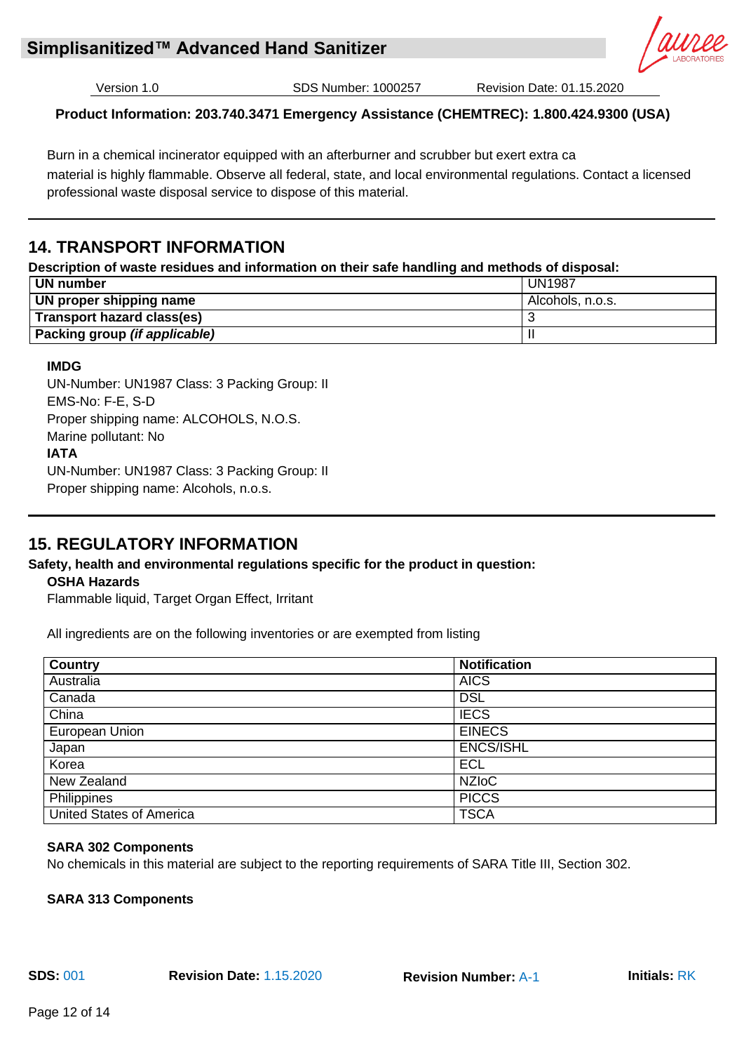Burn in a chemical incinerator equipped with an afterburner and scrubber but exert extra ca
material is highly flammable. Observe all federal, state, and local environmental regulations. Contact a licensed professional waste disposal service to dispose of this material.

## 14. TRANSPORT INFORMATION

**Description of waste residues and information on their safe handling and methods of disposal:**

| | |
|---|---|
| **UN number** | UN1987 |
| **UN proper shipping name** | Alcohols, n.o.s. |
| **Transport hazard class(es)** | 3 |
| **Packing group *(if applicable)*** | II |

**IMDG**
UN-Number: UN1987 Class: 3 Packing Group: II
EMS-No: F-E, S-D
Proper shipping name: ALCOHOLS, N.O.S.
Marine pollutant: No
**IATA**
UN-Number: UN1987 Class: 3 Packing Group: II
Proper shipping name: Alcohols, n.o.s.

## 15. REGULATORY INFORMATION

**Safety, health and environmental regulations specific for the product in question:**

**OSHA Hazards**
Flammable liquid, Target Organ Effect, Irritant

All ingredients are on the following inventories or are exempted from listing

| Country | Notification |
|---|---|
| Australia | AICS |
| Canada | DSL |
| China | IECS |
| European Union | EINECS |
| Japan | ENCS/ISHL |
| Korea | ECL |
| New Zealand | NZIoC |
| Philippines | PICCS |
| United States of America | TSCA |

**SARA 302 Components**
No chemicals in this material are subject to the reporting requirements of SARA Title III, Section 302.

**SARA 313 Components**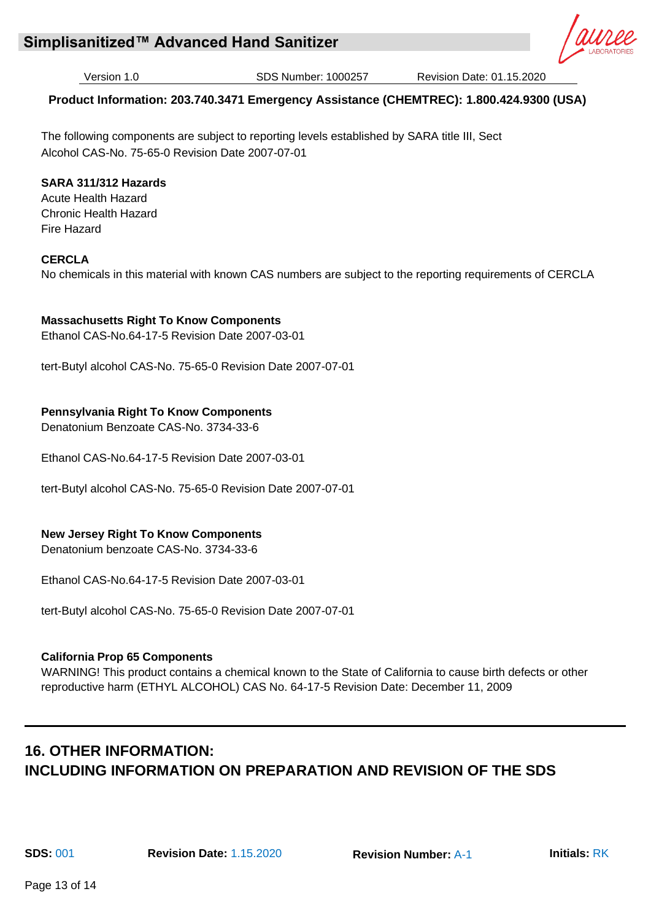The following components are subject to reporting levels established by SARA title III, Sect
Alcohol CAS-No. 75-65-0 Revision Date 2007-07-01

**SARA 311/312 Hazards**
Acute Health Hazard
Chronic Health Hazard
Fire Hazard

**CERCLA**
No chemicals in this material with known CAS numbers are subject to the reporting requirements of CERCLA

**Massachusetts Right To Know Components**
Ethanol CAS-No.64-17-5 Revision Date 2007-03-01

tert-Butyl alcohol CAS-No. 75-65-0 Revision Date 2007-07-01

**Pennsylvania Right To Know Components**
Denatonium Benzoate CAS-No. 3734-33-6

Ethanol CAS-No.64-17-5 Revision Date 2007-03-01

tert-Butyl alcohol CAS-No. 75-65-0 Revision Date 2007-07-01

**New Jersey Right To Know Components**
Denatonium benzoate CAS-No. 3734-33-6

Ethanol CAS-No.64-17-5 Revision Date 2007-03-01

tert-Butyl alcohol CAS-No. 75-65-0 Revision Date 2007-07-01

**California Prop 65 Components**
WARNING! This product contains a chemical known to the State of California to cause birth defects or other reproductive harm (ETHYL ALCOHOL) CAS No. 64-17-5 Revision Date: December 11, 2009

## 16. OTHER INFORMATION: INCLUDING INFORMATION ON PREPARATION AND REVISION OF THE SDS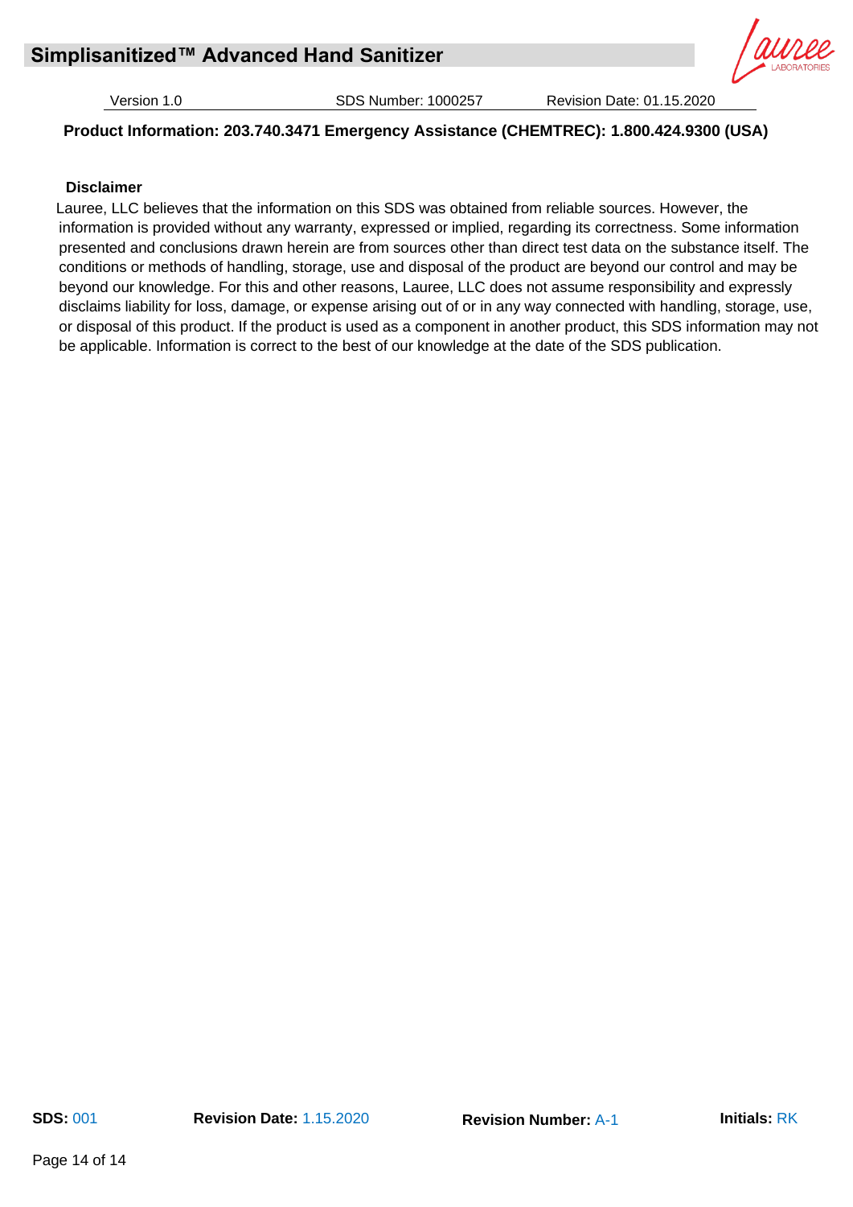## Disclaimer

Lauree, LLC believes that the information on this SDS was obtained from reliable sources. However, the information is provided without any warranty, expressed or implied, regarding its correctness. Some information presented and conclusions drawn herein are from sources other than direct test data on the substance itself. The conditions or methods of handling, storage, use and disposal of the product are beyond our control and may be beyond our knowledge. For this and other reasons, Lauree, LLC does not assume responsibility and expressly disclaims liability for loss, damage, or expense arising out of or in any way connected with handling, storage, use, or disposal of this product. If the product is used as a component in another product, this SDS information may not be applicable. Information is correct to the best of our knowledge at the date of the SDS publication.